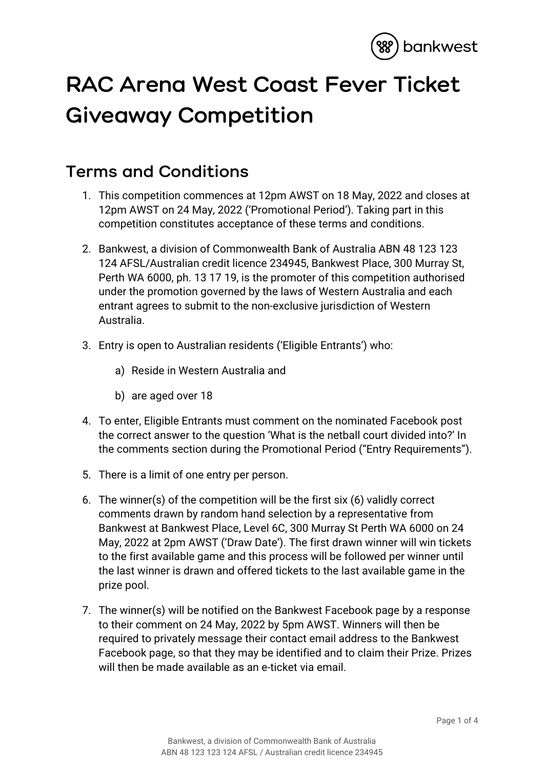# RAC Arena West Coast Fever Ticket Giveaway Competition

## Terms and Conditions

1. This competition commences at 12pm AWST on 18 May, 2022 and closes at 12pm AWST on 24 May, 2022 ('Promotional Period'). Taking part in this competition constitutes acceptance of these terms and conditions.

2. Bankwest, a division of Commonwealth Bank of Australia ABN 48 123 123 124 AFSL/Australian credit licence 234945, Bankwest Place, 300 Murray St, Perth WA 6000, ph. 13 17 19, is the promoter of this competition authorised under the promotion governed by the laws of Western Australia and each entrant agrees to submit to the non-exclusive jurisdiction of Western Australia.

3. Entry is open to Australian residents ('Eligible Entrants') who:

   a) Reside in Western Australia and

   b) are aged over 18

4. To enter, Eligible Entrants must comment on the nominated Facebook post the correct answer to the question 'What is the netball court divided into?' In the comments section during the Promotional Period ("Entry Requirements").

5. There is a limit of one entry per person.

6. The winner(s) of the competition will be the first six (6) validly correct comments drawn by random hand selection by a representative from Bankwest at Bankwest Place, Level 6C, 300 Murray St Perth WA 6000 on 24 May, 2022 at 2pm AWST ('Draw Date'). The first drawn winner will win tickets to the first available game and this process will be followed per winner until the last winner is drawn and offered tickets to the last available game in the prize pool.

7. The winner(s) will be notified on the Bankwest Facebook page by a response to their comment on 24 May, 2022 by 5pm AWST. Winners will then be required to privately message their contact email address to the Bankwest Facebook page, so that they may be identified and to claim their Prize. Prizes will then be made available as an e-ticket via email.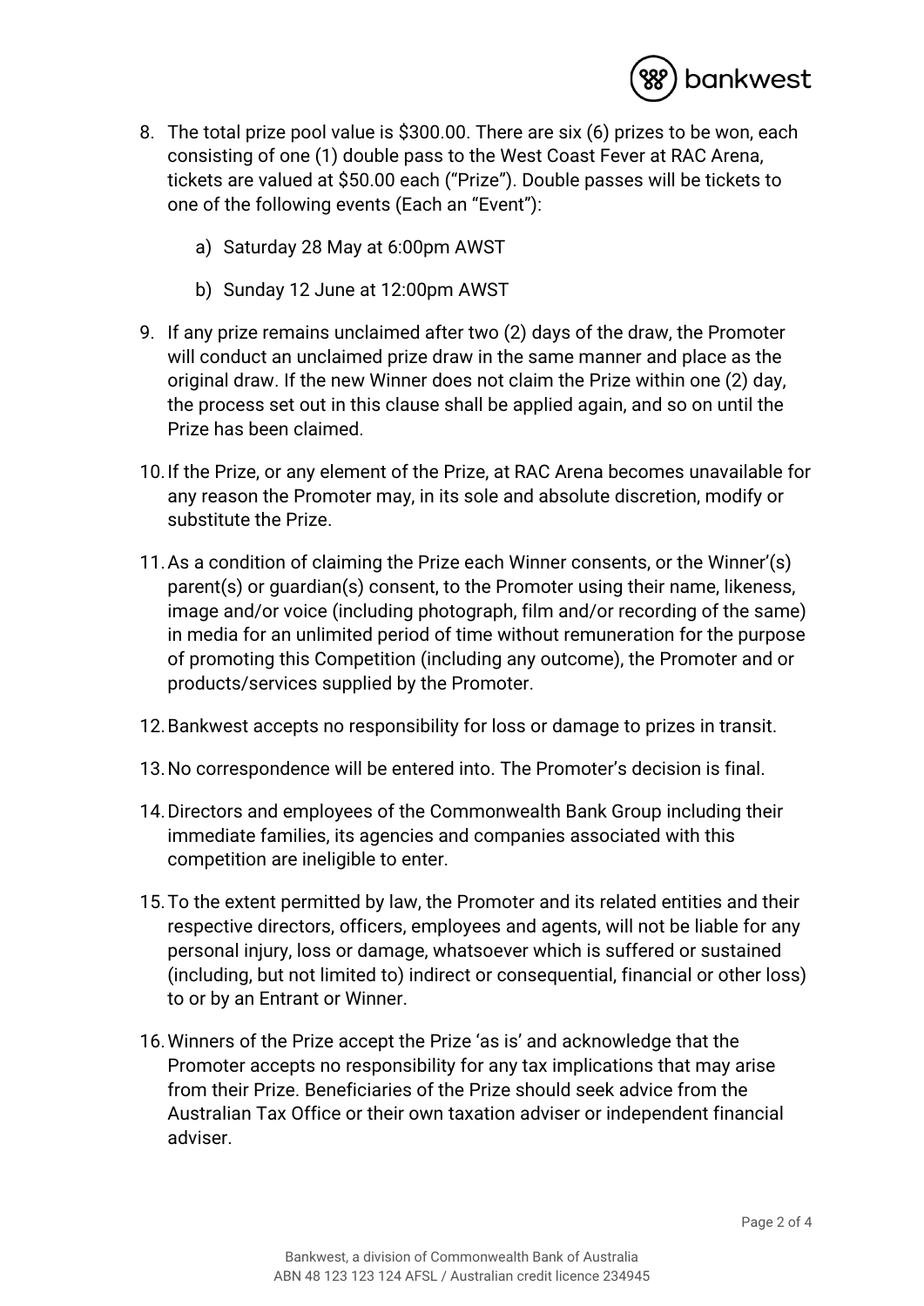8. The total prize pool value is $300.00. There are six (6) prizes to be won, each consisting of one (1) double pass to the West Coast Fever at RAC Arena, tickets are valued at $50.00 each ("Prize"). Double passes will be tickets to one of the following events (Each an "Event"):

   a) Saturday 28 May at 6:00pm AWST

   b) Sunday 12 June at 12:00pm AWST

9. If any prize remains unclaimed after two (2) days of the draw, the Promoter will conduct an unclaimed prize draw in the same manner and place as the original draw. If the new Winner does not claim the Prize within one (2) day, the process set out in this clause shall be applied again, and so on until the Prize has been claimed.

10. If the Prize, or any element of the Prize, at RAC Arena becomes unavailable for any reason the Promoter may, in its sole and absolute discretion, modify or substitute the Prize.

11. As a condition of claiming the Prize each Winner consents, or the Winner'(s) parent(s) or guardian(s) consent, to the Promoter using their name, likeness, image and/or voice (including photograph, film and/or recording of the same) in media for an unlimited period of time without remuneration for the purpose of promoting this Competition (including any outcome), the Promoter and or products/services supplied by the Promoter.

12. Bankwest accepts no responsibility for loss or damage to prizes in transit.

13. No correspondence will be entered into. The Promoter's decision is final.

14. Directors and employees of the Commonwealth Bank Group including their immediate families, its agencies and companies associated with this competition are ineligible to enter.

15. To the extent permitted by law, the Promoter and its related entities and their respective directors, officers, employees and agents, will not be liable for any personal injury, loss or damage, whatsoever which is suffered or sustained (including, but not limited to) indirect or consequential, financial or other loss) to or by an Entrant or Winner.

16. Winners of the Prize accept the Prize 'as is' and acknowledge that the Promoter accepts no responsibility for any tax implications that may arise from their Prize. Beneficiaries of the Prize should seek advice from the Australian Tax Office or their own taxation adviser or independent financial adviser.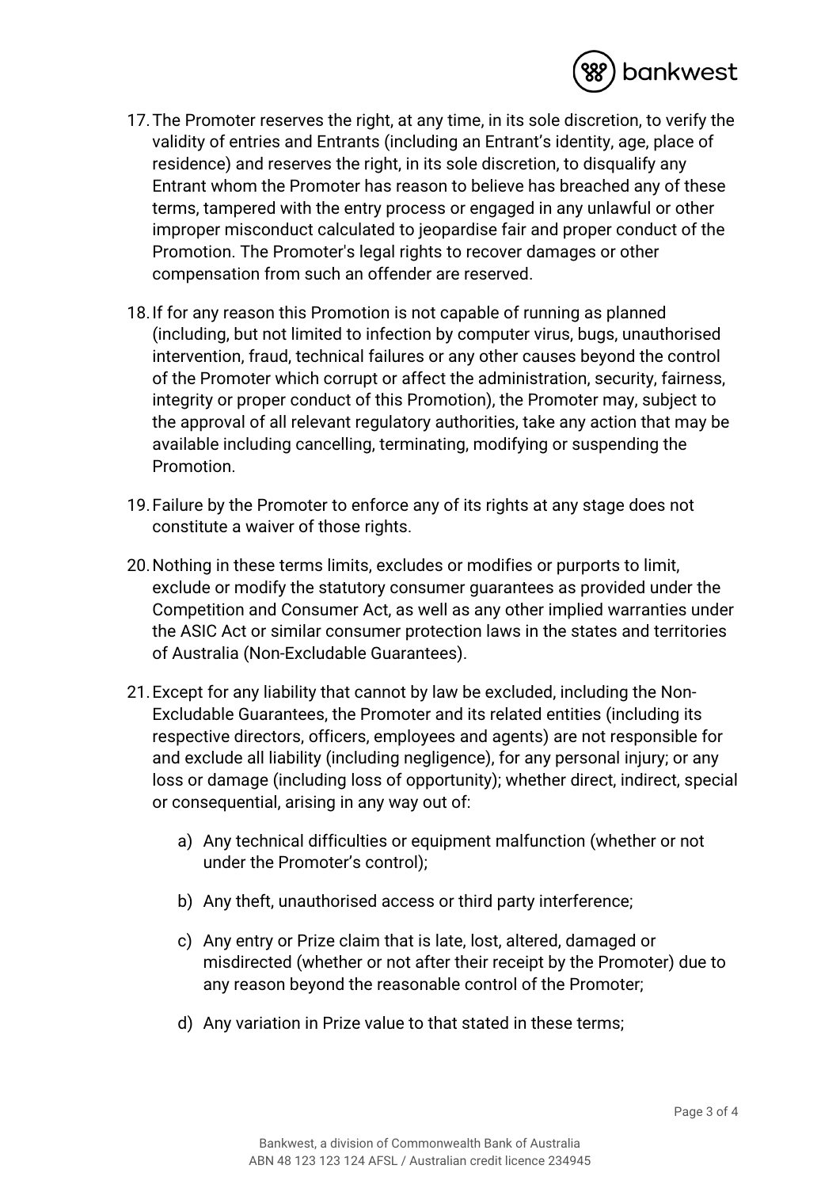17. The Promoter reserves the right, at any time, in its sole discretion, to verify the validity of entries and Entrants (including an Entrant's identity, age, place of residence) and reserves the right, in its sole discretion, to disqualify any Entrant whom the Promoter has reason to believe has breached any of these terms, tampered with the entry process or engaged in any unlawful or other improper misconduct calculated to jeopardise fair and proper conduct of the Promotion. The Promoter's legal rights to recover damages or other compensation from such an offender are reserved.

18. If for any reason this Promotion is not capable of running as planned (including, but not limited to infection by computer virus, bugs, unauthorised intervention, fraud, technical failures or any other causes beyond the control of the Promoter which corrupt or affect the administration, security, fairness, integrity or proper conduct of this Promotion), the Promoter may, subject to the approval of all relevant regulatory authorities, take any action that may be available including cancelling, terminating, modifying or suspending the Promotion.

19. Failure by the Promoter to enforce any of its rights at any stage does not constitute a waiver of those rights.

20. Nothing in these terms limits, excludes or modifies or purports to limit, exclude or modify the statutory consumer guarantees as provided under the Competition and Consumer Act, as well as any other implied warranties under the ASIC Act or similar consumer protection laws in the states and territories of Australia (Non-Excludable Guarantees).

21. Except for any liability that cannot by law be excluded, including the Non-Excludable Guarantees, the Promoter and its related entities (including its respective directors, officers, employees and agents) are not responsible for and exclude all liability (including negligence), for any personal injury; or any loss or damage (including loss of opportunity); whether direct, indirect, special or consequential, arising in any way out of:

    a) Any technical difficulties or equipment malfunction (whether or not under the Promoter's control);

    b) Any theft, unauthorised access or third party interference;

    c) Any entry or Prize claim that is late, lost, altered, damaged or misdirected (whether or not after their receipt by the Promoter) due to any reason beyond the reasonable control of the Promoter;

    d) Any variation in Prize value to that stated in these terms;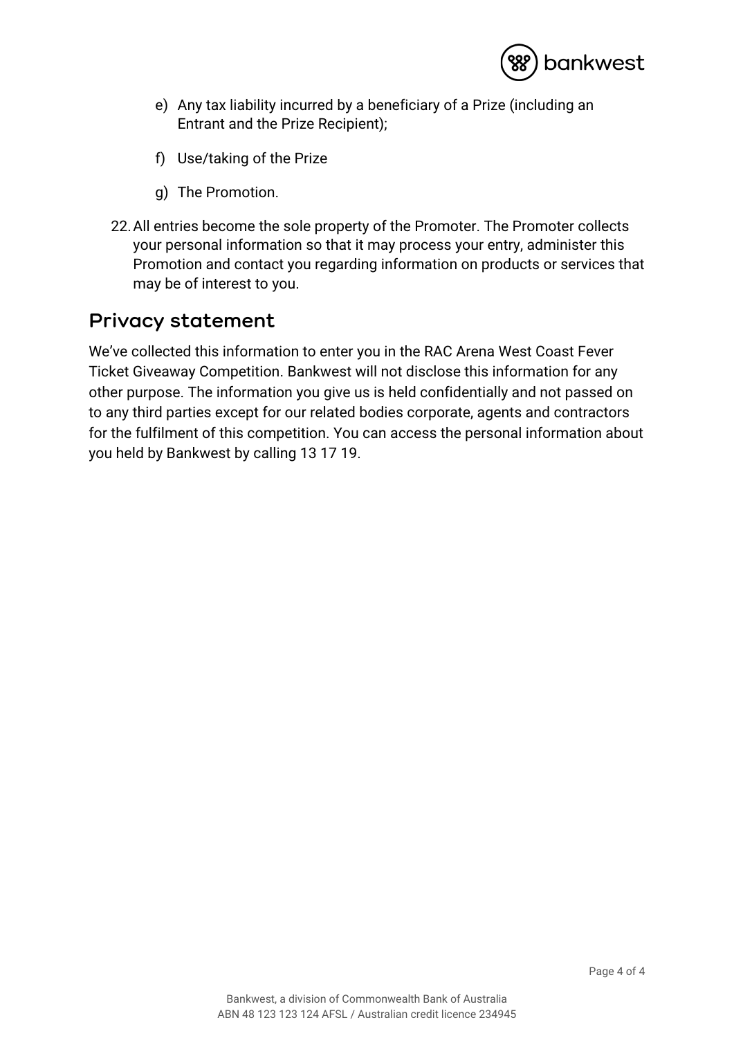e) Any tax liability incurred by a beneficiary of a Prize (including an Entrant and the Prize Recipient);

f) Use/taking of the Prize

g) The Promotion.

22. All entries become the sole property of the Promoter. The Promoter collects your personal information so that it may process your entry, administer this Promotion and contact you regarding information on products or services that may be of interest to you.

## Privacy statement

We've collected this information to enter you in the RAC Arena West Coast Fever Ticket Giveaway Competition. Bankwest will not disclose this information for any other purpose. The information you give us is held confidentially and not passed on to any third parties except for our related bodies corporate, agents and contractors for the fulfilment of this competition. You can access the personal information about you held by Bankwest by calling 13 17 19.